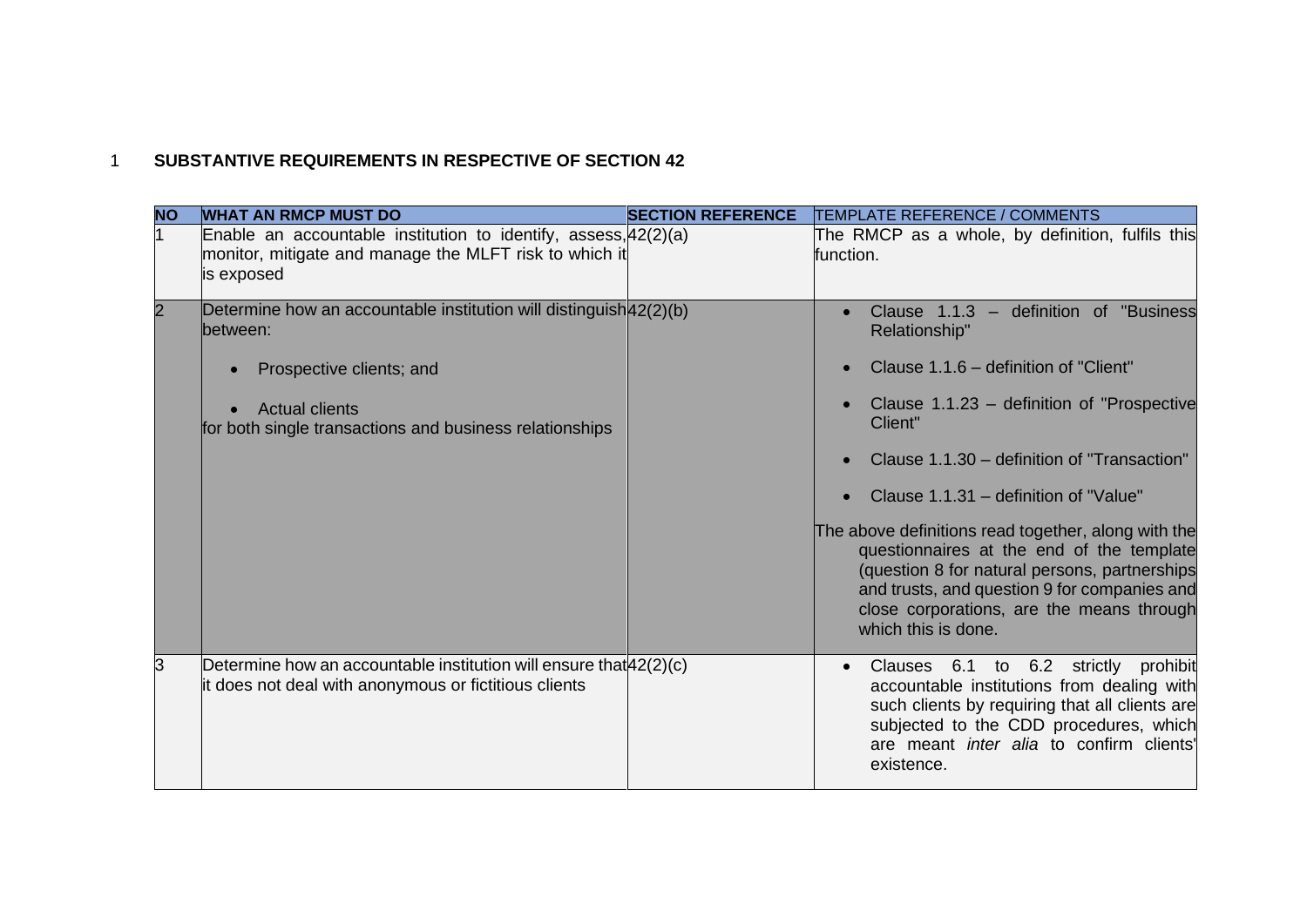## 1 SUBSTANTIVE REQUIREMENTS IN RESPECTIVE OF SECTION 42

| NO | WHAT AN RMCP MUST DO | SECTION REFERENCE | TEMPLATE REFERENCE / COMMENTS |
|---|---|---|---|
| 1 | Enable an accountable institution to identify, assess, monitor, mitigate and manage the MLFT risk to which it is exposed | 42(2)(a) | The RMCP as a whole, by definition, fulfils this function. |
| 2 | Determine how an accountable institution will distinguish between:<br>• Prospective clients; and<br>• Actual clients<br>for both single transactions and business relationships | 42(2)(b) | • Clause 1.1.3 – definition of "Business Relationship"<br>• Clause 1.1.6 – definition of "Client"<br>• Clause 1.1.23 – definition of "Prospective Client"<br>• Clause 1.1.30 – definition of "Transaction"<br>• Clause 1.1.31 – definition of "Value"<br>The above definitions read together, along with the questionnaires at the end of the template (question 8 for natural persons, partnerships and trusts, and question 9 for companies and close corporations, are the means through which this is done. |
| 3 | Determine how an accountable institution will ensure that it does not deal with anonymous or fictitious clients | 42(2)(c) | • Clauses 6.1 to 6.2 strictly prohibit accountable institutions from dealing with such clients by requiring that all clients are subjected to the CDD procedures, which are meant *inter alia* to confirm clients' existence. |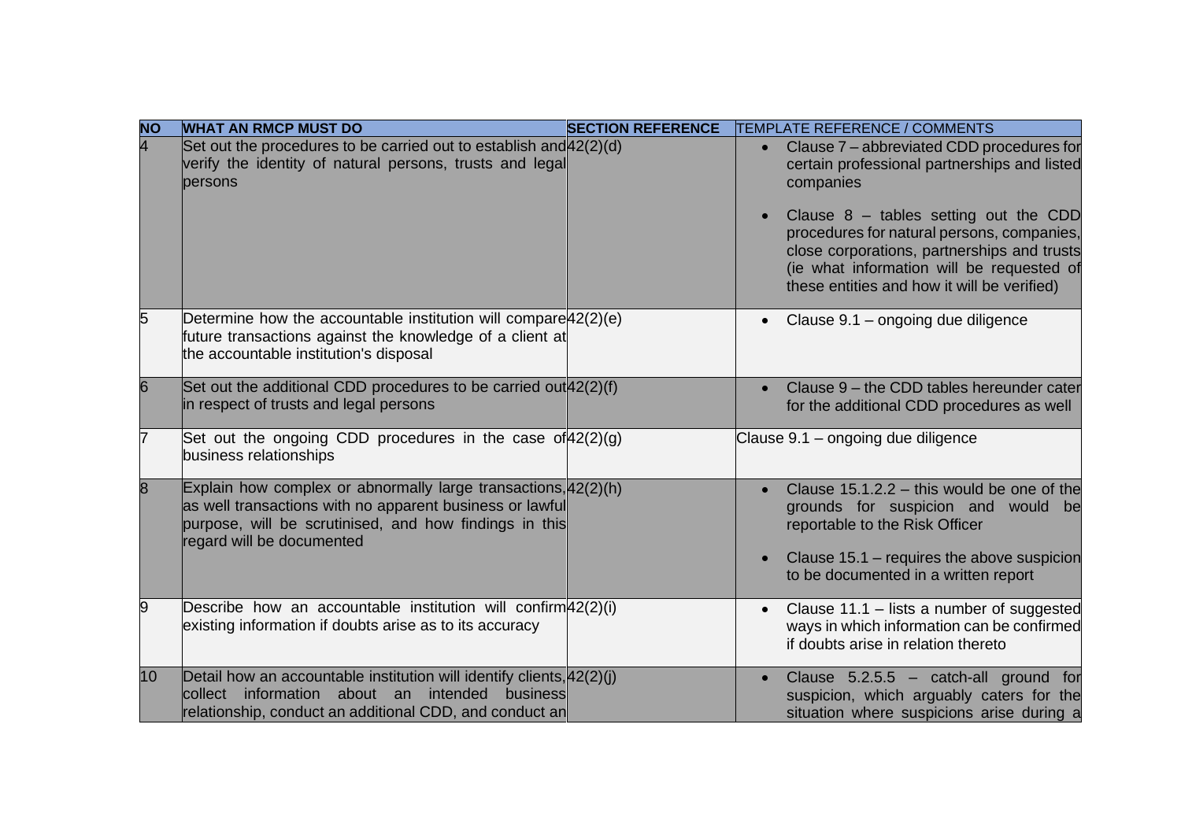| NO | WHAT AN RMCP MUST DO | SECTION REFERENCE | TEMPLATE REFERENCE / COMMENTS |
|---|---|---|---|
| 4 | Set out the procedures to be carried out to establish and verify the identity of natural persons, trusts and legal persons | 42(2)(d) | • Clause 7 – abbreviated CDD procedures for certain professional partnerships and listed companies<br>• Clause 8 – tables setting out the CDD procedures for natural persons, companies, close corporations, partnerships and trusts (ie what information will be requested of these entities and how it will be verified) |
| 5 | Determine how the accountable institution will compare future transactions against the knowledge of a client at the accountable institution's disposal | 42(2)(e) | • Clause 9.1 – ongoing due diligence |
| 6 | Set out the additional CDD procedures to be carried out in respect of trusts and legal persons | 42(2)(f) | • Clause 9 – the CDD tables hereunder cater for the additional CDD procedures as well |
| 7 | Set out the ongoing CDD procedures in the case of business relationships | 42(2)(g) | Clause 9.1 – ongoing due diligence |
| 8 | Explain how complex or abnormally large transactions, as well transactions with no apparent business or lawful purpose, will be scrutinised, and how findings in this regard will be documented | 42(2)(h) | • Clause 15.1.2.2 – this would be one of the grounds for suspicion and would be reportable to the Risk Officer<br>• Clause 15.1 – requires the above suspicion to be documented in a written report |
| 9 | Describe how an accountable institution will confirm existing information if doubts arise as to its accuracy | 42(2)(i) | • Clause 11.1 – lists a number of suggested ways in which information can be confirmed if doubts arise in relation thereto |
| 10 | Detail how an accountable institution will identify clients, collect information about an intended business relationship, conduct an additional CDD, and conduct an | 42(2)(j) | • Clause 5.2.5.5 – catch-all ground for suspicion, which arguably caters for the situation where suspicions arise during a |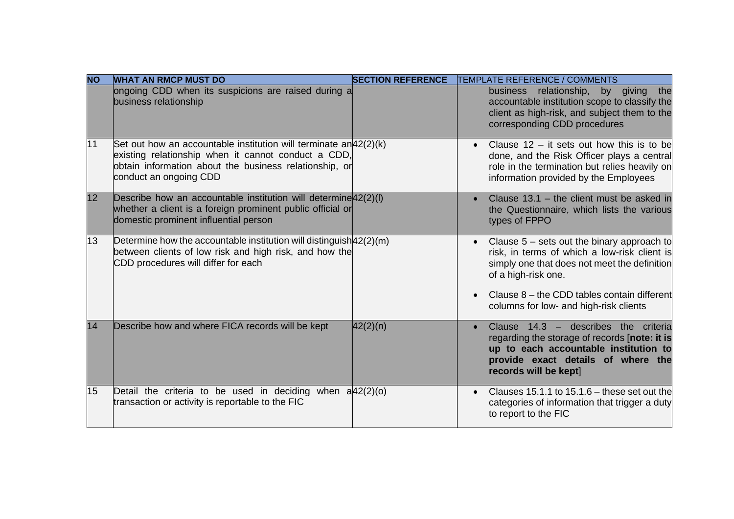| NO | WHAT AN RMCP MUST DO | SECTION REFERENCE | TEMPLATE REFERENCE / COMMENTS |
| --- | --- | --- | --- |
| | ongoing CDD when its suspicions are raised during a business relationship | | business relationship, by giving the accountable institution scope to classify the client as high-risk, and subject them to the corresponding CDD procedures |
| 11 | Set out how an accountable institution will terminate an existing relationship when it cannot conduct a CDD, obtain information about the business relationship, or conduct an ongoing CDD | 42(2)(k) | • Clause 12 – it sets out how this is to be done, and the Risk Officer plays a central role in the termination but relies heavily on information provided by the Employees |
| 12 | Describe how an accountable institution will determine whether a client is a foreign prominent public official or domestic prominent influential person | 42(2)(l) | • Clause 13.1 – the client must be asked in the Questionnaire, which lists the various types of FPPO |
| 13 | Determine how the accountable institution will distinguish between clients of low risk and high risk, and how the CDD procedures will differ for each | 42(2)(m) | • Clause 5 – sets out the binary approach to risk, in terms of which a low-risk client is simply one that does not meet the definition of a high-risk one. <br> • Clause 8 – the CDD tables contain different columns for low- and high-risk clients |
| 14 | Describe how and where FICA records will be kept | 42(2)(n) | • Clause 14.3 – describes the criteria regarding the storage of records [**note: it is up to each accountable institution to provide exact details of where the records will be kept**] |
| 15 | Detail the criteria to be used in deciding when a transaction or activity is reportable to the FIC | 42(2)(o) | • Clauses 15.1.1 to 15.1.6 – these set out the categories of information that trigger a duty to report to the FIC |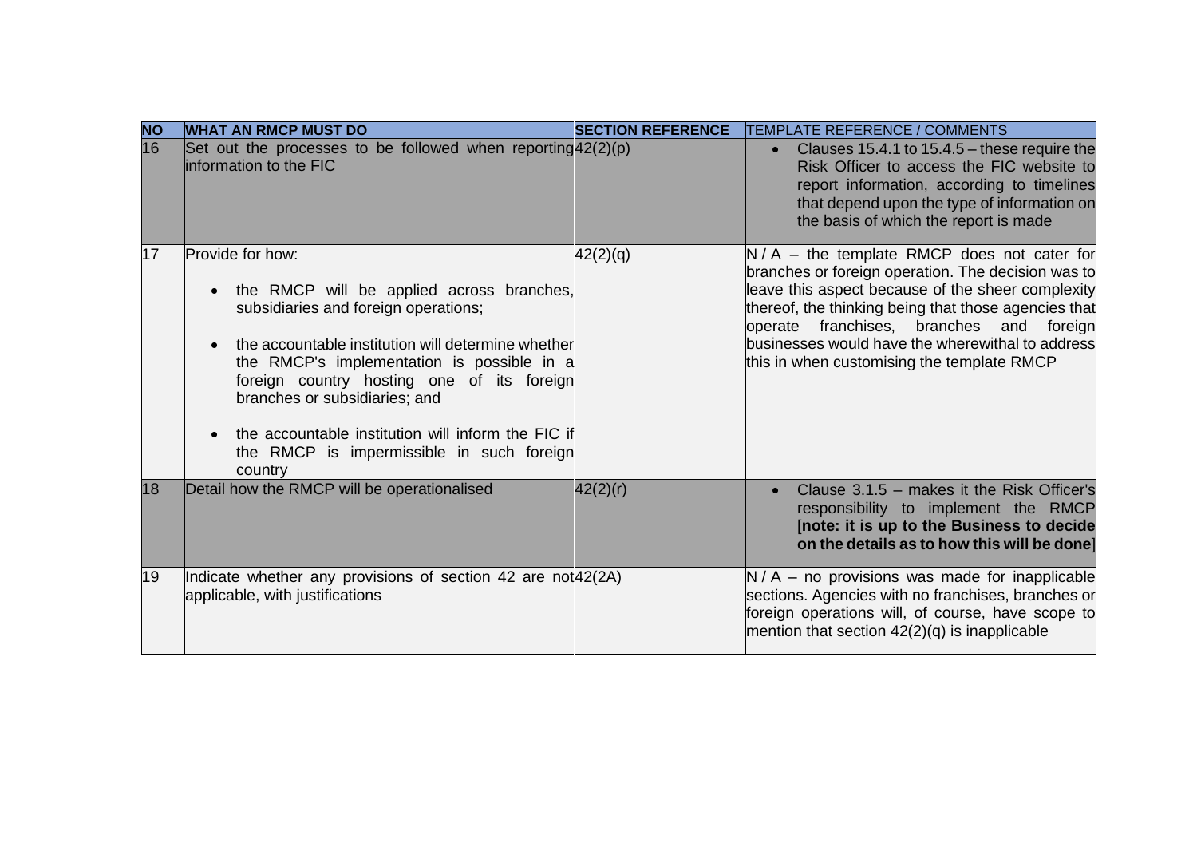| NO | WHAT AN RMCP MUST DO | SECTION REFERENCE | TEMPLATE REFERENCE / COMMENTS |
|---|---|---|---|
| 16 | Set out the processes to be followed when reporting information to the FIC | 42(2)(p) | • Clauses 15.4.1 to 15.4.5 – these require the Risk Officer to access the FIC website to report information, according to timelines that depend upon the type of information on the basis of which the report is made |
| 17 | Provide for how:<br>• the RMCP will be applied across branches, subsidiaries and foreign operations;<br>• the accountable institution will determine whether the RMCP's implementation is possible in a foreign country hosting one of its foreign branches or subsidiaries; and<br>• the accountable institution will inform the FIC if the RMCP is impermissible in such foreign country | 42(2)(q) | N / A – the template RMCP does not cater for branches or foreign operation. The decision was to leave this aspect because of the sheer complexity thereof, the thinking being that those agencies that operate franchises, branches and foreign businesses would have the wherewithal to address this in when customising the template RMCP |
| 18 | Detail how the RMCP will be operationalised | 42(2)(r) | • Clause 3.1.5 – makes it the Risk Officer's responsibility to implement the RMCP [**note: it is up to the Business to decide on the details as to how this will be done**] |
| 19 | Indicate whether any provisions of section 42 are not applicable, with justifications | 42(2A) | N / A – no provisions was made for inapplicable sections. Agencies with no franchises, branches or foreign operations will, of course, have scope to mention that section 42(2)(q) is inapplicable |